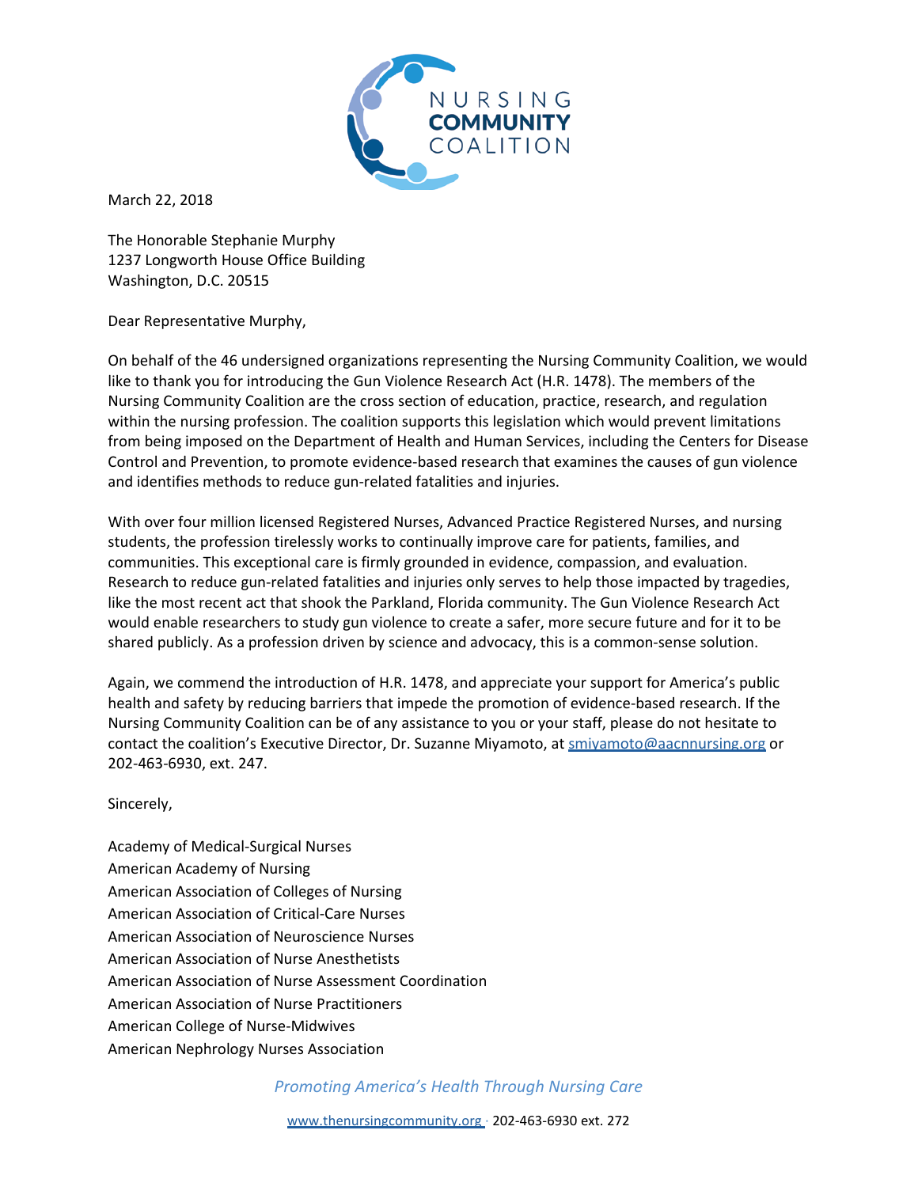NURSING
**COMMUNITY**
COALITION

March 22, 2018

The Honorable Stephanie Murphy
1237 Longworth House Office Building
Washington, D.C. 20515

Dear Representative Murphy,

On behalf of the 46 undersigned organizations representing the Nursing Community Coalition, we would like to thank you for introducing the Gun Violence Research Act (H.R. 1478). The members of the Nursing Community Coalition are the cross section of education, practice, research, and regulation within the nursing profession. The coalition supports this legislation which would prevent limitations from being imposed on the Department of Health and Human Services, including the Centers for Disease Control and Prevention, to promote evidence-based research that examines the causes of gun violence and identifies methods to reduce gun-related fatalities and injuries.

With over four million licensed Registered Nurses, Advanced Practice Registered Nurses, and nursing students, the profession tirelessly works to continually improve care for patients, families, and communities. This exceptional care is firmly grounded in evidence, compassion, and evaluation. Research to reduce gun-related fatalities and injuries only serves to help those impacted by tragedies, like the most recent act that shook the Parkland, Florida community. The Gun Violence Research Act would enable researchers to study gun violence to create a safer, more secure future and for it to be shared publicly. As a profession driven by science and advocacy, this is a common-sense solution.

Again, we commend the introduction of H.R. 1478, and appreciate your support for America's public health and safety by reducing barriers that impede the promotion of evidence-based research. If the Nursing Community Coalition can be of any assistance to you or your staff, please do not hesitate to contact the coalition's Executive Director, Dr. Suzanne Miyamoto, at smiyamoto@aacnnursing.org or 202-463-6930, ext. 247.

Sincerely,

Academy of Medical-Surgical Nurses
American Academy of Nursing
American Association of Colleges of Nursing
American Association of Critical-Care Nurses
American Association of Neuroscience Nurses
American Association of Nurse Anesthetists
American Association of Nurse Assessment Coordination
American Association of Nurse Practitioners
American College of Nurse-Midwives
American Nephrology Nurses Association

*Promoting America's Health Through Nursing Care*

www.thenursingcommunity.org · 202-463-6930 ext. 272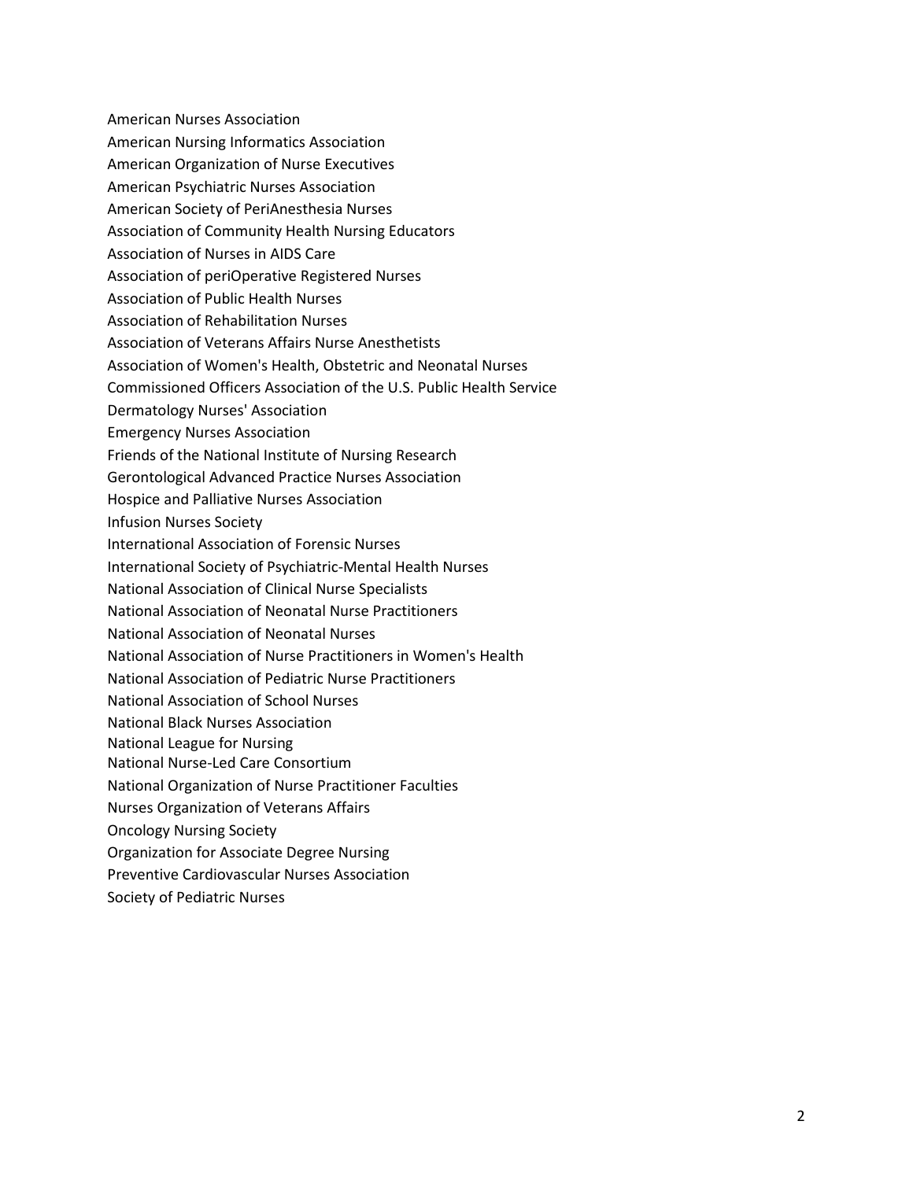American Nurses Association
American Nursing Informatics Association
American Organization of Nurse Executives
American Psychiatric Nurses Association
American Society of PeriAnesthesia Nurses
Association of Community Health Nursing Educators
Association of Nurses in AIDS Care
Association of periOperative Registered Nurses
Association of Public Health Nurses
Association of Rehabilitation Nurses
Association of Veterans Affairs Nurse Anesthetists
Association of Women's Health, Obstetric and Neonatal Nurses
Commissioned Officers Association of the U.S. Public Health Service
Dermatology Nurses' Association
Emergency Nurses Association
Friends of the National Institute of Nursing Research
Gerontological Advanced Practice Nurses Association
Hospice and Palliative Nurses Association
Infusion Nurses Society
International Association of Forensic Nurses
International Society of Psychiatric-Mental Health Nurses
National Association of Clinical Nurse Specialists
National Association of Neonatal Nurse Practitioners
National Association of Neonatal Nurses
National Association of Nurse Practitioners in Women's Health
National Association of Pediatric Nurse Practitioners
National Association of School Nurses
National Black Nurses Association
National League for Nursing
National Nurse-Led Care Consortium
National Organization of Nurse Practitioner Faculties
Nurses Organization of Veterans Affairs
Oncology Nursing Society
Organization for Associate Degree Nursing
Preventive Cardiovascular Nurses Association
Society of Pediatric Nurses